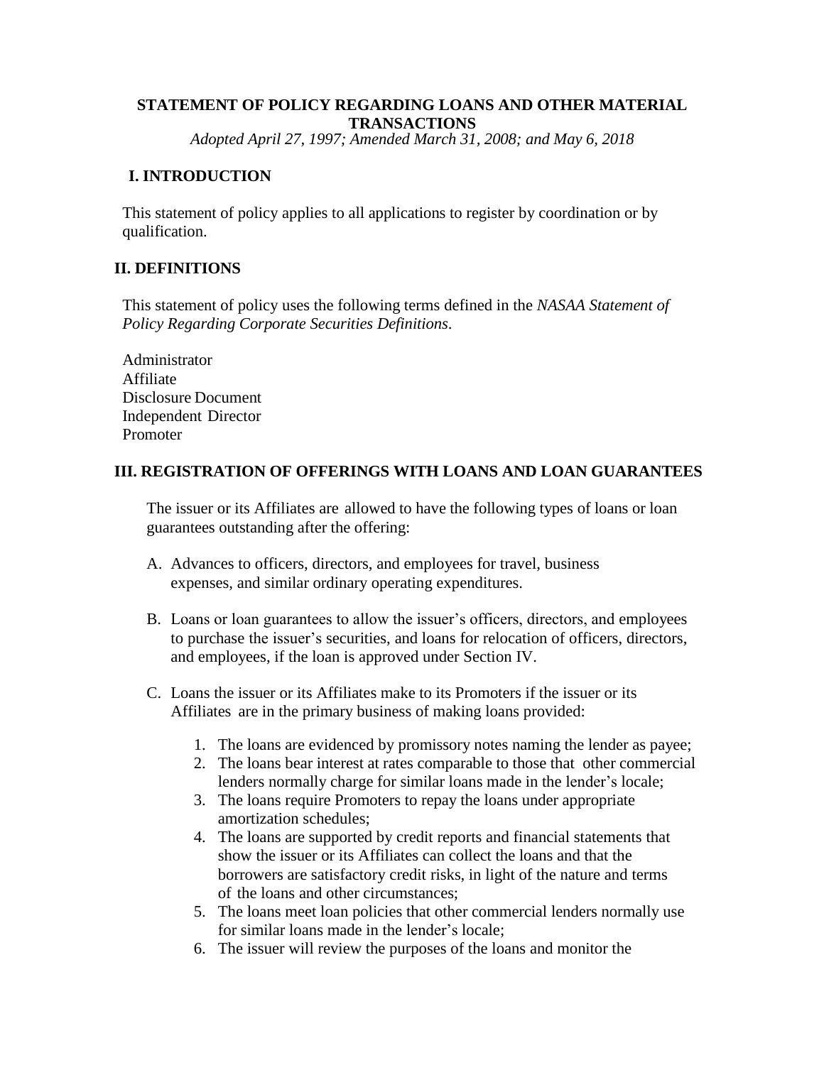# STATEMENT OF POLICY REGARDING LOANS AND OTHER MATERIAL TRANSACTIONS

*Adopted April 27, 1997; Amended March 31, 2008; and May 6, 2018*

## I. INTRODUCTION

This statement of policy applies to all applications to register by coordination or by qualification.

## II. DEFINITIONS

This statement of policy uses the following terms defined in the *NASAA Statement of Policy Regarding Corporate Securities Definitions*.

Administrator
Affiliate
Disclosure Document
Independent Director
Promoter

## III. REGISTRATION OF OFFERINGS WITH LOANS AND LOAN GUARANTEES

The issuer or its Affiliates are allowed to have the following types of loans or loan guarantees outstanding after the offering:

A. Advances to officers, directors, and employees for travel, business expenses, and similar ordinary operating expenditures.

B. Loans or loan guarantees to allow the issuer's officers, directors, and employees to purchase the issuer's securities, and loans for relocation of officers, directors, and employees, if the loan is approved under Section IV.

C. Loans the issuer or its Affiliates make to its Promoters if the issuer or its Affiliates are in the primary business of making loans provided:

1. The loans are evidenced by promissory notes naming the lender as payee;
2. The loans bear interest at rates comparable to those that other commercial lenders normally charge for similar loans made in the lender's locale;
3. The loans require Promoters to repay the loans under appropriate amortization schedules;
4. The loans are supported by credit reports and financial statements that show the issuer or its Affiliates can collect the loans and that the borrowers are satisfactory credit risks, in light of the nature and terms of the loans and other circumstances;
5. The loans meet loan policies that other commercial lenders normally use for similar loans made in the lender's locale;
6. The issuer will review the purposes of the loans and monitor the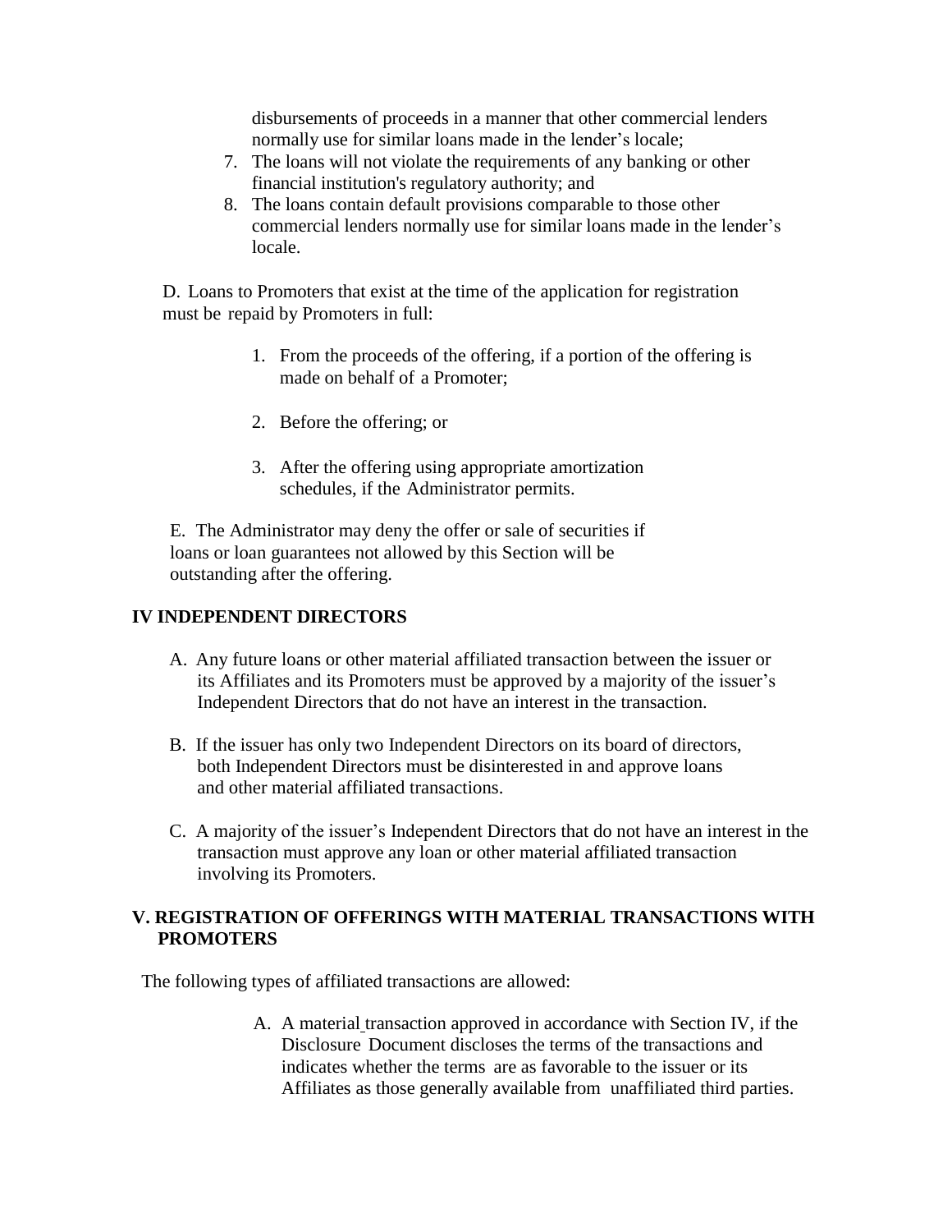disbursements of proceeds in a manner that other commercial lenders normally use for similar loans made in the lender's locale;

7. The loans will not violate the requirements of any banking or other financial institution's regulatory authority; and
8. The loans contain default provisions comparable to those other commercial lenders normally use for similar loans made in the lender's locale.

D. Loans to Promoters that exist at the time of the application for registration must be repaid by Promoters in full:

1. From the proceeds of the offering, if a portion of the offering is made on behalf of a Promoter;
2. Before the offering; or
3. After the offering using appropriate amortization schedules, if the Administrator permits.

E. The Administrator may deny the offer or sale of securities if loans or loan guarantees not allowed by this Section will be outstanding after the offering.

## IV INDEPENDENT DIRECTORS

A. Any future loans or other material affiliated transaction between the issuer or its Affiliates and its Promoters must be approved by a majority of the issuer's Independent Directors that do not have an interest in the transaction.

B. If the issuer has only two Independent Directors on its board of directors, both Independent Directors must be disinterested in and approve loans and other material affiliated transactions.

C. A majority of the issuer's Independent Directors that do not have an interest in the transaction must approve any loan or other material affiliated transaction involving its Promoters.

## V. REGISTRATION OF OFFERINGS WITH MATERIAL TRANSACTIONS WITH PROMOTERS

The following types of affiliated transactions are allowed:

A. A material transaction approved in accordance with Section IV, if the Disclosure Document discloses the terms of the transactions and indicates whether the terms are as favorable to the issuer or its Affiliates as those generally available from unaffiliated third parties.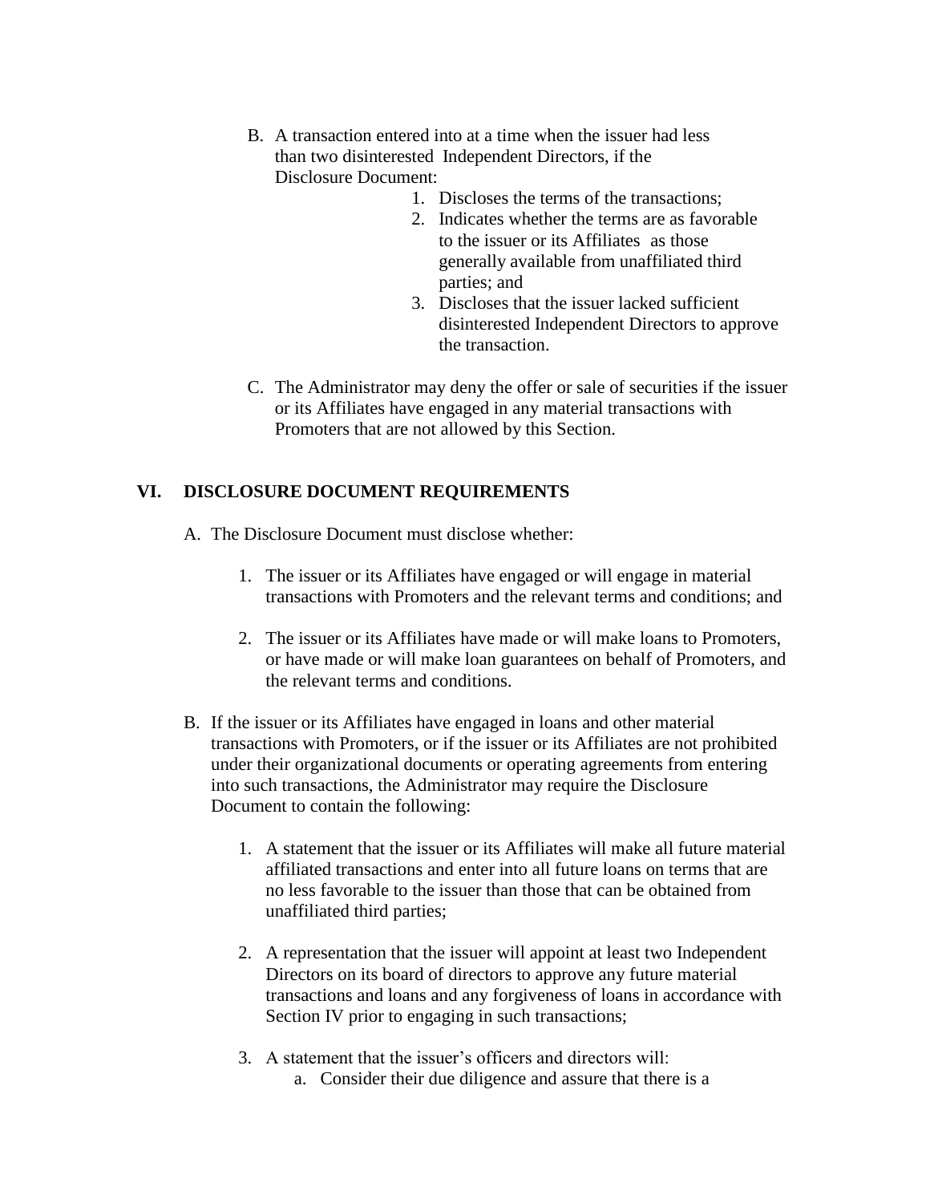B. A transaction entered into at a time when the issuer had less than two disinterested Independent Directors, if the Disclosure Document:
   1. Discloses the terms of the transactions;
   2. Indicates whether the terms are as favorable to the issuer or its Affiliates as those generally available from unaffiliated third parties; and
   3. Discloses that the issuer lacked sufficient disinterested Independent Directors to approve the transaction.

C. The Administrator may deny the offer or sale of securities if the issuer or its Affiliates have engaged in any material transactions with Promoters that are not allowed by this Section.

## VI. DISCLOSURE DOCUMENT REQUIREMENTS

A. The Disclosure Document must disclose whether:

   1. The issuer or its Affiliates have engaged or will engage in material transactions with Promoters and the relevant terms and conditions; and

   2. The issuer or its Affiliates have made or will make loans to Promoters, or have made or will make loan guarantees on behalf of Promoters, and the relevant terms and conditions.

B. If the issuer or its Affiliates have engaged in loans and other material transactions with Promoters, or if the issuer or its Affiliates are not prohibited under their organizational documents or operating agreements from entering into such transactions, the Administrator may require the Disclosure Document to contain the following:

   1. A statement that the issuer or its Affiliates will make all future material affiliated transactions and enter into all future loans on terms that are no less favorable to the issuer than those that can be obtained from unaffiliated third parties;

   2. A representation that the issuer will appoint at least two Independent Directors on its board of directors to approve any future material transactions and loans and any forgiveness of loans in accordance with Section IV prior to engaging in such transactions;

   3. A statement that the issuer's officers and directors will:
      a. Consider their due diligence and assure that there is a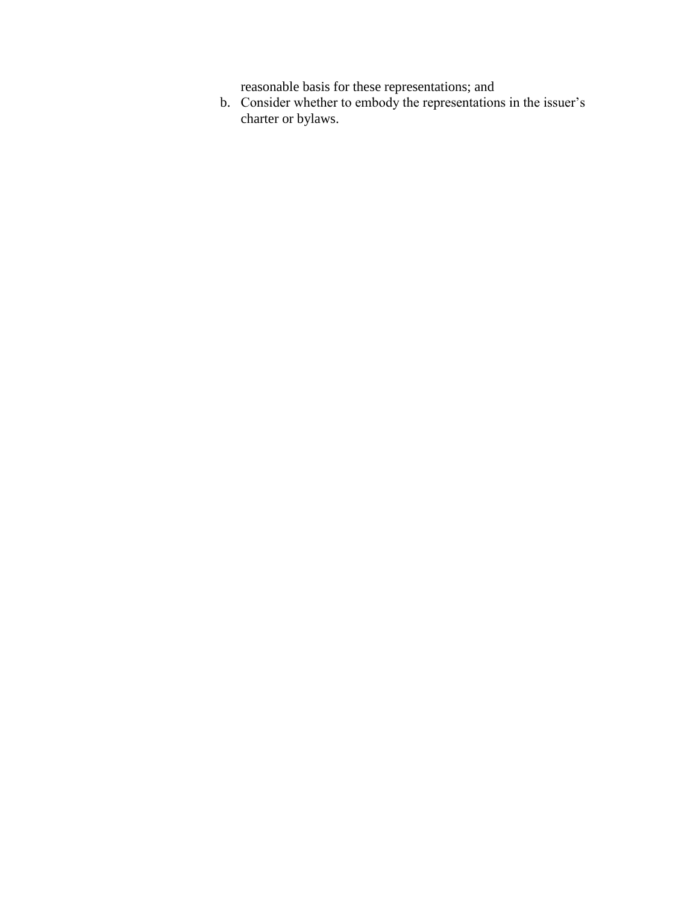reasonable basis for these representations; and

b. Consider whether to embody the representations in the issuer’s charter or bylaws.